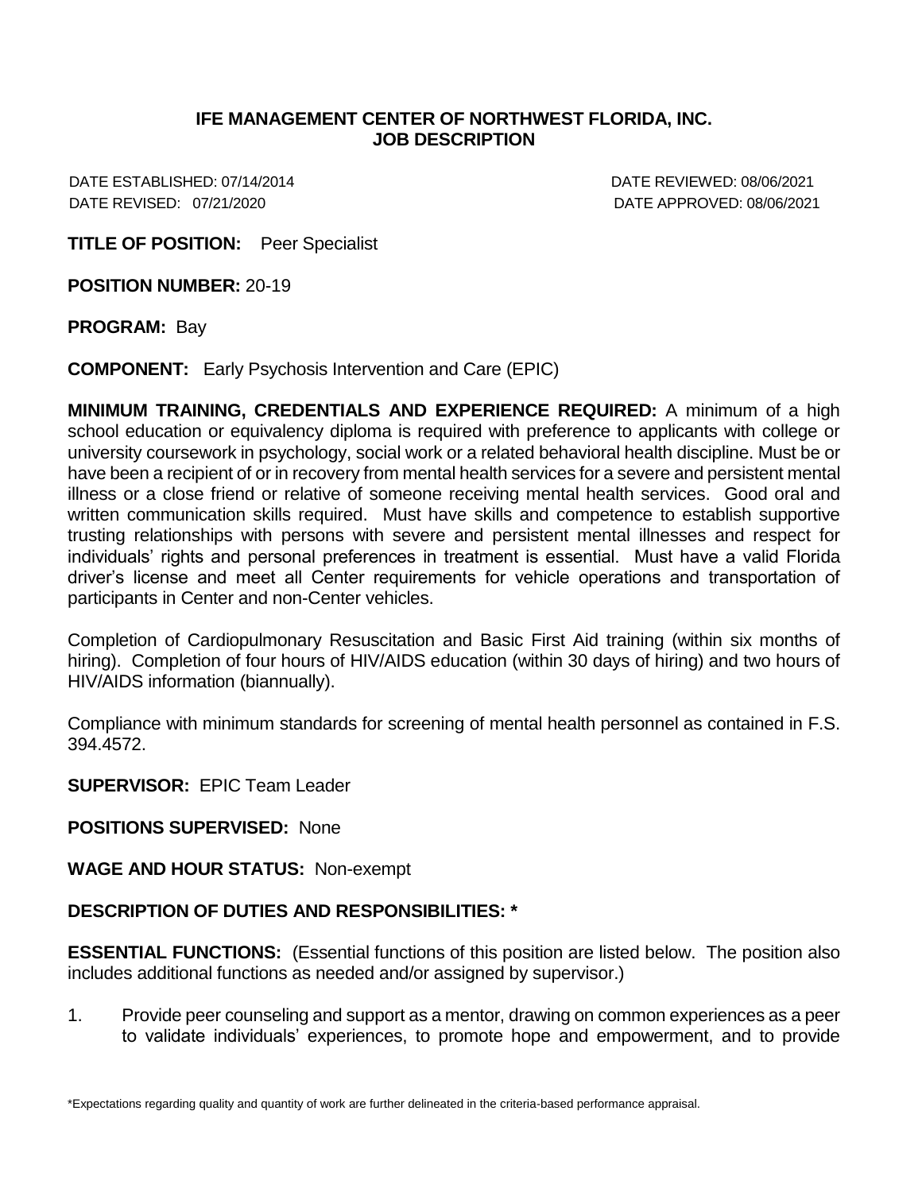## IFE MANAGEMENT CENTER OF NORTHWEST FLORIDA, INC.
## JOB DESCRIPTION

DATE ESTABLISHED: 07/14/2014 DATE REVIEWED: 08/06/2021
DATE REVISED: 07/21/2020 DATE APPROVED: 08/06/2021

**TITLE OF POSITION:** Peer Specialist

**POSITION NUMBER:** 20-19

**PROGRAM:** Bay

**COMPONENT:** Early Psychosis Intervention and Care (EPIC)

**MINIMUM TRAINING, CREDENTIALS AND EXPERIENCE REQUIRED:** A minimum of a high school education or equivalency diploma is required with preference to applicants with college or university coursework in psychology, social work or a related behavioral health discipline. Must be or have been a recipient of or in recovery from mental health services for a severe and persistent mental illness or a close friend or relative of someone receiving mental health services. Good oral and written communication skills required. Must have skills and competence to establish supportive trusting relationships with persons with severe and persistent mental illnesses and respect for individuals' rights and personal preferences in treatment is essential. Must have a valid Florida driver's license and meet all Center requirements for vehicle operations and transportation of participants in Center and non-Center vehicles.

Completion of Cardiopulmonary Resuscitation and Basic First Aid training (within six months of hiring). Completion of four hours of HIV/AIDS education (within 30 days of hiring) and two hours of HIV/AIDS information (biannually).

Compliance with minimum standards for screening of mental health personnel as contained in F.S. 394.4572.

**SUPERVISOR:** EPIC Team Leader

**POSITIONS SUPERVISED:** None

**WAGE AND HOUR STATUS:** Non-exempt

**DESCRIPTION OF DUTIES AND RESPONSIBILITIES: ***

**ESSENTIAL FUNCTIONS:** (Essential functions of this position are listed below. The position also includes additional functions as needed and/or assigned by supervisor.)

1. Provide peer counseling and support as a mentor, drawing on common experiences as a peer to validate individuals' experiences, to promote hope and empowerment, and to provide

*Expectations regarding quality and quantity of work are further delineated in the criteria-based performance appraisal.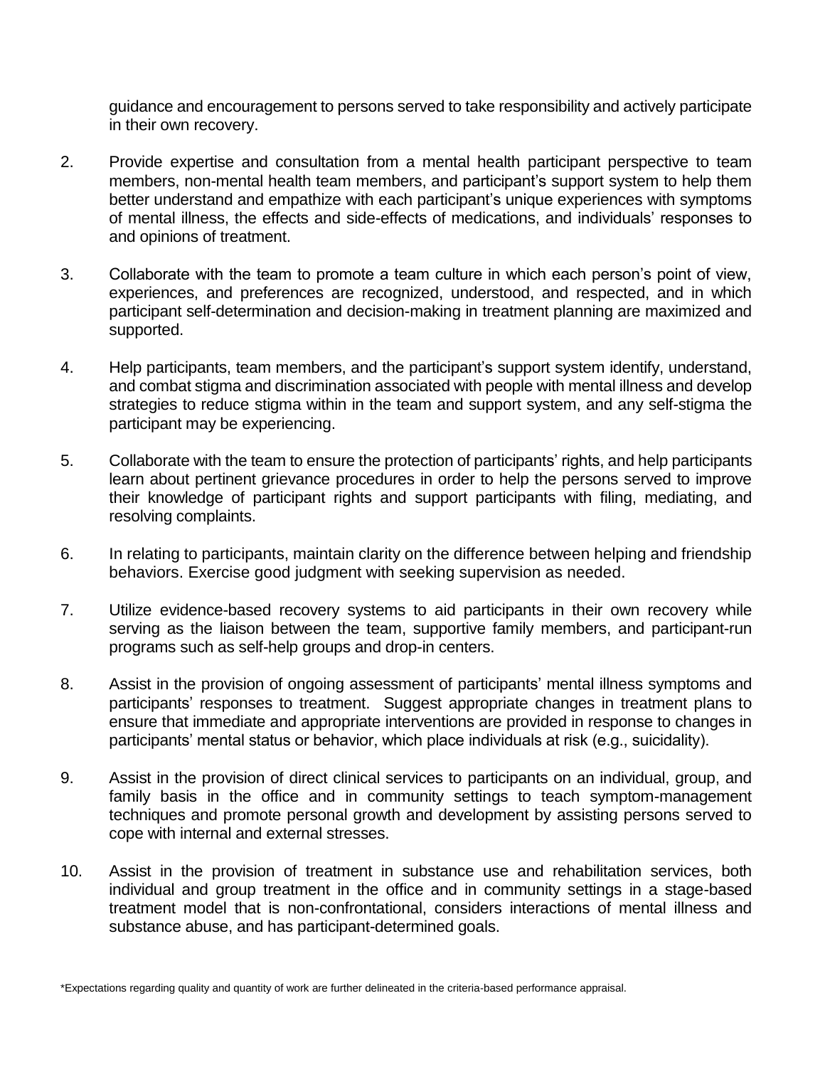guidance and encouragement to persons served to take responsibility and actively participate in their own recovery.

2. Provide expertise and consultation from a mental health participant perspective to team members, non-mental health team members, and participant's support system to help them better understand and empathize with each participant's unique experiences with symptoms of mental illness, the effects and side-effects of medications, and individuals' responses to and opinions of treatment.

3. Collaborate with the team to promote a team culture in which each person's point of view, experiences, and preferences are recognized, understood, and respected, and in which participant self-determination and decision-making in treatment planning are maximized and supported.

4. Help participants, team members, and the participant's support system identify, understand, and combat stigma and discrimination associated with people with mental illness and develop strategies to reduce stigma within in the team and support system, and any self-stigma the participant may be experiencing.

5. Collaborate with the team to ensure the protection of participants' rights, and help participants learn about pertinent grievance procedures in order to help the persons served to improve their knowledge of participant rights and support participants with filing, mediating, and resolving complaints.

6. In relating to participants, maintain clarity on the difference between helping and friendship behaviors. Exercise good judgment with seeking supervision as needed.

7. Utilize evidence-based recovery systems to aid participants in their own recovery while serving as the liaison between the team, supportive family members, and participant-run programs such as self-help groups and drop-in centers.

8. Assist in the provision of ongoing assessment of participants' mental illness symptoms and participants' responses to treatment. Suggest appropriate changes in treatment plans to ensure that immediate and appropriate interventions are provided in response to changes in participants' mental status or behavior, which place individuals at risk (e.g., suicidality).

9. Assist in the provision of direct clinical services to participants on an individual, group, and family basis in the office and in community settings to teach symptom-management techniques and promote personal growth and development by assisting persons served to cope with internal and external stresses.

10. Assist in the provision of treatment in substance use and rehabilitation services, both individual and group treatment in the office and in community settings in a stage-based treatment model that is non-confrontational, considers interactions of mental illness and substance abuse, and has participant-determined goals.

*Expectations regarding quality and quantity of work are further delineated in the criteria-based performance appraisal.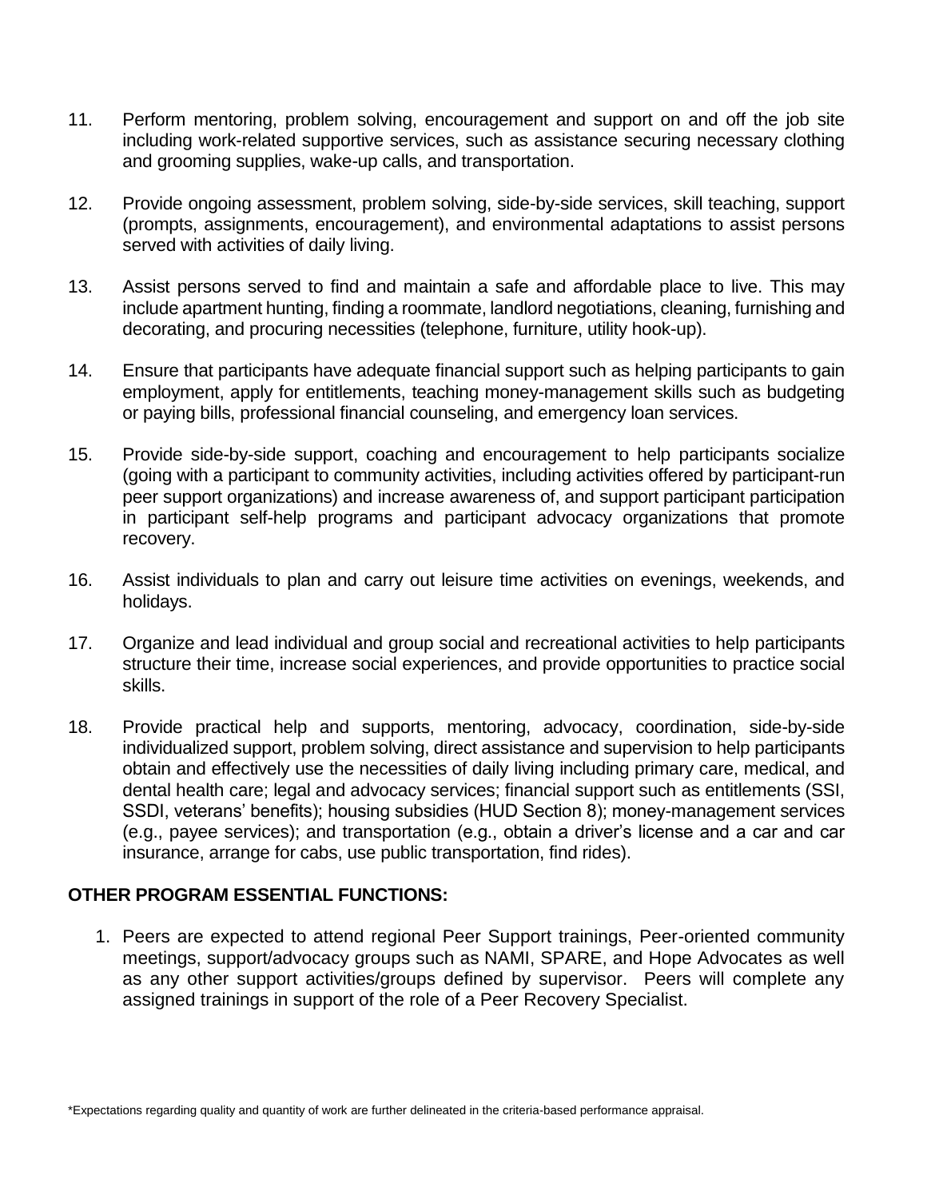11. Perform mentoring, problem solving, encouragement and support on and off the job site including work-related supportive services, such as assistance securing necessary clothing and grooming supplies, wake-up calls, and transportation.

12. Provide ongoing assessment, problem solving, side-by-side services, skill teaching, support (prompts, assignments, encouragement), and environmental adaptations to assist persons served with activities of daily living.

13. Assist persons served to find and maintain a safe and affordable place to live. This may include apartment hunting, finding a roommate, landlord negotiations, cleaning, furnishing and decorating, and procuring necessities (telephone, furniture, utility hook-up).

14. Ensure that participants have adequate financial support such as helping participants to gain employment, apply for entitlements, teaching money-management skills such as budgeting or paying bills, professional financial counseling, and emergency loan services.

15. Provide side-by-side support, coaching and encouragement to help participants socialize (going with a participant to community activities, including activities offered by participant-run peer support organizations) and increase awareness of, and support participant participation in participant self-help programs and participant advocacy organizations that promote recovery.

16. Assist individuals to plan and carry out leisure time activities on evenings, weekends, and holidays.

17. Organize and lead individual and group social and recreational activities to help participants structure their time, increase social experiences, and provide opportunities to practice social skills.

18. Provide practical help and supports, mentoring, advocacy, coordination, side-by-side individualized support, problem solving, direct assistance and supervision to help participants obtain and effectively use the necessities of daily living including primary care, medical, and dental health care; legal and advocacy services; financial support such as entitlements (SSI, SSDI, veterans' benefits); housing subsidies (HUD Section 8); money-management services (e.g., payee services); and transportation (e.g., obtain a driver's license and a car and car insurance, arrange for cabs, use public transportation, find rides).

**OTHER PROGRAM ESSENTIAL FUNCTIONS:**

1. Peers are expected to attend regional Peer Support trainings, Peer-oriented community meetings, support/advocacy groups such as NAMI, SPARE, and Hope Advocates as well as any other support activities/groups defined by supervisor. Peers will complete any assigned trainings in support of the role of a Peer Recovery Specialist.

*Expectations regarding quality and quantity of work are further delineated in the criteria-based performance appraisal.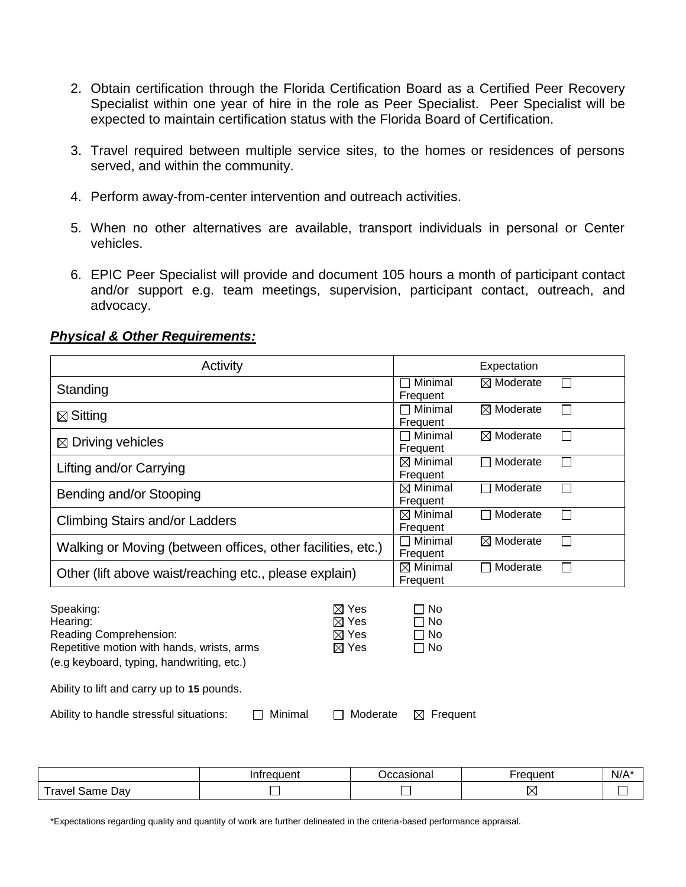2. Obtain certification through the Florida Certification Board as a Certified Peer Recovery Specialist within one year of hire in the role as Peer Specialist. Peer Specialist will be expected to maintain certification status with the Florida Board of Certification.

3. Travel required between multiple service sites, to the homes or residences of persons served, and within the community.

4. Perform away-from-center intervention and outreach activities.

5. When no other alternatives are available, transport individuals in personal or Center vehicles.

6. EPIC Peer Specialist will provide and document 105 hours a month of participant contact and/or support e.g. team meetings, supervision, participant contact, outreach, and advocacy.

***Physical & Other Requirements:***

| Activity | Expectation |
|---|---|
| Standing | ☐ Minimal ☒ Moderate ☐ Frequent |
| ☒ Sitting | ☐ Minimal ☒ Moderate ☐ Frequent |
| ☒ Driving vehicles | ☐ Minimal ☒ Moderate ☐ Frequent |
| Lifting and/or Carrying | ☒ Minimal ☐ Moderate ☐ Frequent |
| Bending and/or Stooping | ☒ Minimal ☐ Moderate ☐ Frequent |
| Climbing Stairs and/or Ladders | ☒ Minimal ☐ Moderate ☐ Frequent |
| Walking or Moving (between offices, other facilities, etc.) | ☐ Minimal ☒ Moderate ☐ Frequent |
| Other (lift above waist/reaching etc., please explain) | ☒ Minimal ☐ Moderate ☐ Frequent |

Speaking: ☒ Yes ☐ No
Hearing: ☒ Yes ☐ No
Reading Comprehension: ☒ Yes ☐ No
Repetitive motion with hands, wrists, arms (e.g keyboard, typing, handwriting, etc.) ☒ Yes ☐ No

Ability to lift and carry up to **15** pounds.

Ability to handle stressful situations: ☐ Minimal ☐ Moderate ☒ Frequent

| | Infrequent | Occasional | Frequent | N/A* |
|---|---|---|---|---|
| Travel Same Day | ☐ | ☐ | ☒ | ☐ |

*Expectations regarding quality and quantity of work are further delineated in the criteria-based performance appraisal.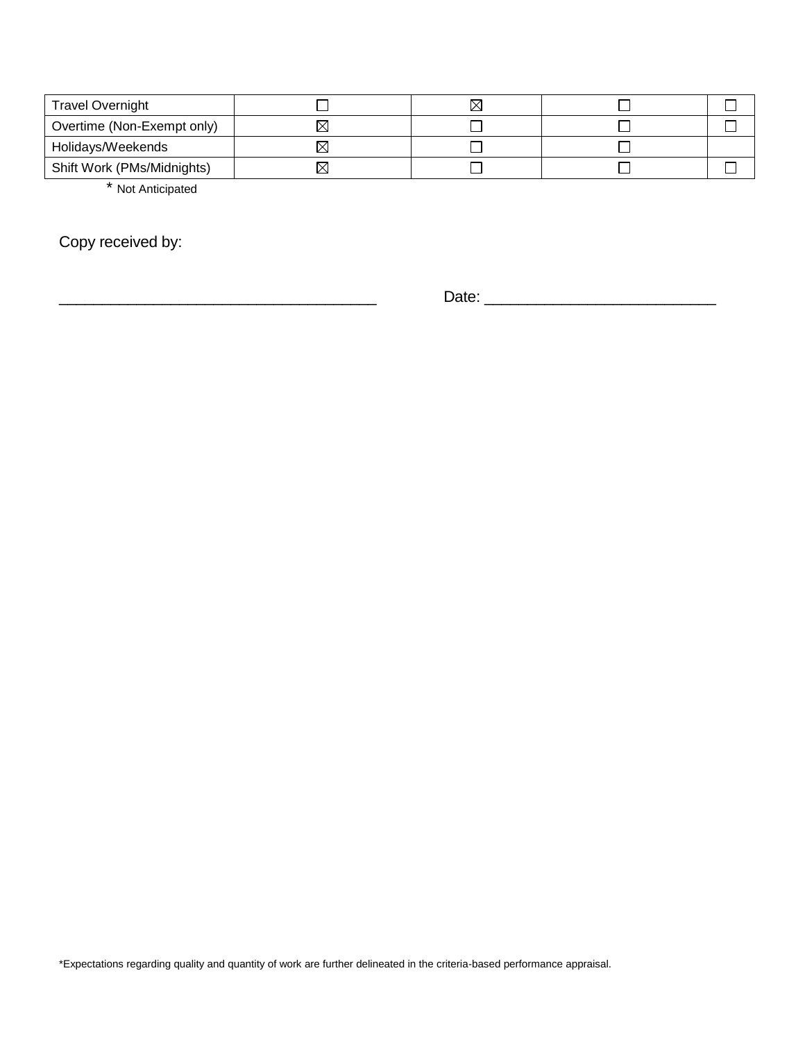| | | | | |
|---|---|---|---|---|
| Travel Overnight | ☐ | ☒ | ☐ | ☐ |
| Overtime (Non-Exempt only) | ☒ | ☐ | ☐ | ☐ |
| Holidays/Weekends | ☒ | ☐ | ☐ | |
| Shift Work (PMs/Midnights) | ☒ | ☐ | ☐ | ☐ |

\* Not Anticipated

Copy received by:

______________________________________ Date: ____________________________

*Expectations regarding quality and quantity of work are further delineated in the criteria-based performance appraisal.